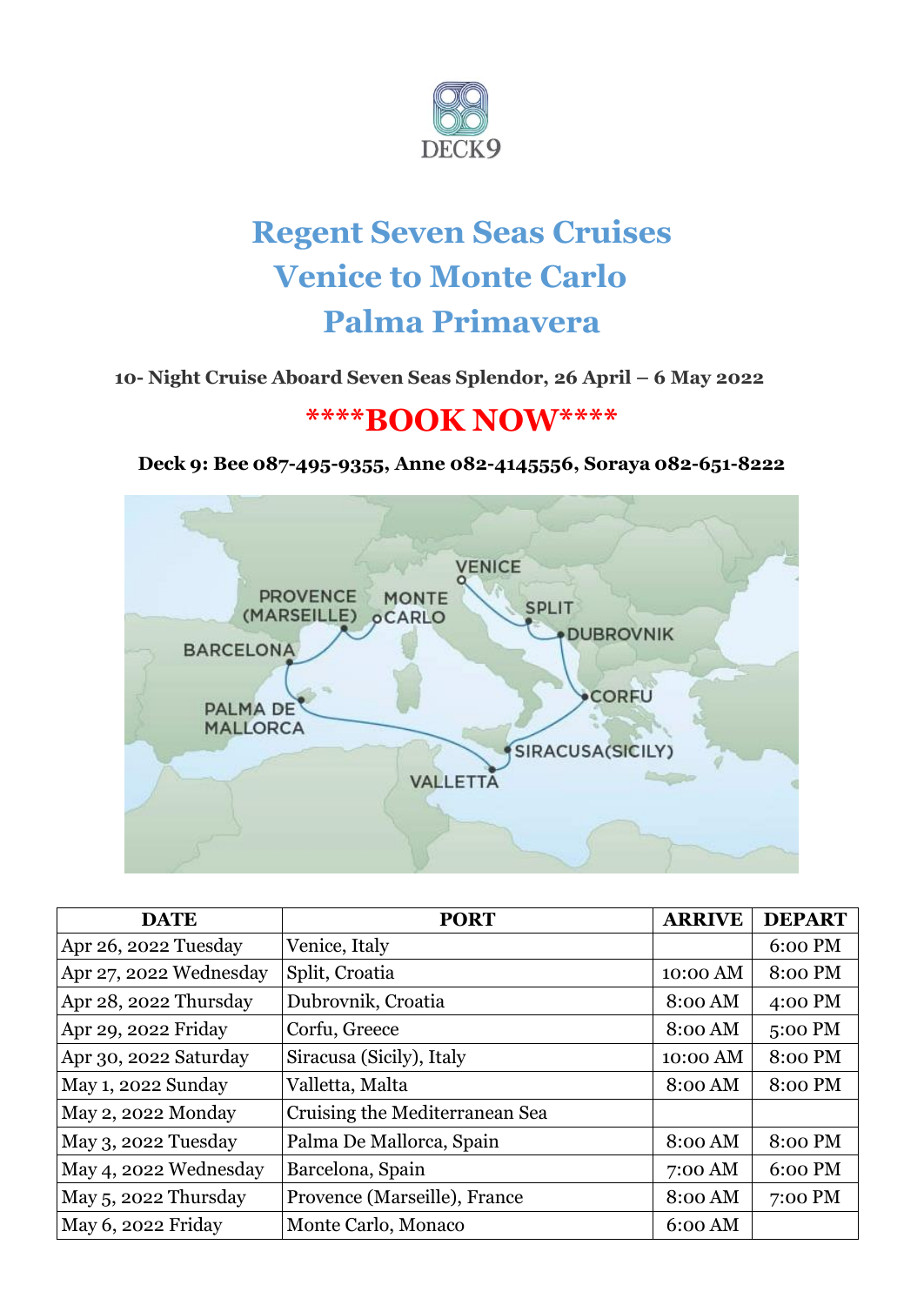DECK9

# Regent Seven Seas Cruises
# Venice to Monte Carlo
# Palma Primavera

**10- Night Cruise Aboard Seven Seas Splendor, 26 April – 6 May 2022**

## ****BOOK NOW****

**Deck 9: Bee 087-495-9355, Anne 082-4145556, Soraya 082-651-8222**

| DATE | PORT | ARRIVE | DEPART |
|---|---|---|---|
| Apr 26, 2022 Tuesday | Venice, Italy | | 6:00 PM |
| Apr 27, 2022 Wednesday | Split, Croatia | 10:00 AM | 8:00 PM |
| Apr 28, 2022 Thursday | Dubrovnik, Croatia | 8:00 AM | 4:00 PM |
| Apr 29, 2022 Friday | Corfu, Greece | 8:00 AM | 5:00 PM |
| Apr 30, 2022 Saturday | Siracusa (Sicily), Italy | 10:00 AM | 8:00 PM |
| May 1, 2022 Sunday | Valletta, Malta | 8:00 AM | 8:00 PM |
| May 2, 2022 Monday | Cruising the Mediterranean Sea | | |
| May 3, 2022 Tuesday | Palma De Mallorca, Spain | 8:00 AM | 8:00 PM |
| May 4, 2022 Wednesday | Barcelona, Spain | 7:00 AM | 6:00 PM |
| May 5, 2022 Thursday | Provence (Marseille), France | 8:00 AM | 7:00 PM |
| May 6, 2022 Friday | Monte Carlo, Monaco | 6:00 AM | |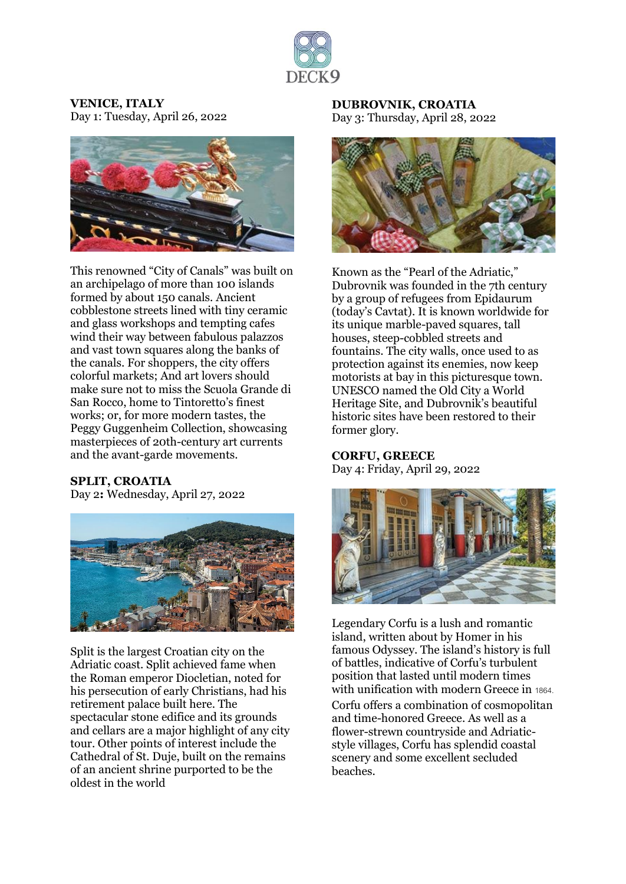### VENICE, ITALY

Day 1: Tuesday, April 26, 2022

This renowned "City of Canals" was built on an archipelago of more than 100 islands formed by about 150 canals. Ancient cobblestone streets lined with tiny ceramic and glass workshops and tempting cafes wind their way between fabulous palazzos and vast town squares along the banks of the canals. For shoppers, the city offers colorful markets; And art lovers should make sure not to miss the Scuola Grande di San Rocco, home to Tintoretto's finest works; or, for more modern tastes, the Peggy Guggenheim Collection, showcasing masterpieces of 20th-century art currents and the avant-garde movements.

### SPLIT, CROATIA

Day 2**:** Wednesday, April 27, 2022

Split is the largest Croatian city on the Adriatic coast. Split achieved fame when the Roman emperor Diocletian, noted for his persecution of early Christians, had his retirement palace built here. The spectacular stone edifice and its grounds and cellars are a major highlight of any city tour. Other points of interest include the Cathedral of St. Duje, built on the remains of an ancient shrine purported to be the oldest in the world

### DUBROVNIK, CROATIA

Day 3: Thursday, April 28, 2022

Known as the "Pearl of the Adriatic," Dubrovnik was founded in the 7th century by a group of refugees from Epidaurum (today's Cavtat). It is known worldwide for its unique marble-paved squares, tall houses, steep-cobbled streets and fountains. The city walls, once used to as protection against its enemies, now keep motorists at bay in this picturesque town. UNESCO named the Old City a World Heritage Site, and Dubrovnik's beautiful historic sites have been restored to their former glory.

### CORFU, GREECE

Day 4: Friday, April 29, 2022

Legendary Corfu is a lush and romantic island, written about by Homer in his famous Odyssey. The island's history is full of battles, indicative of Corfu's turbulent position that lasted until modern times with unification with modern Greece in 1864.

Corfu offers a combination of cosmopolitan and time-honored Greece. As well as a flower-strewn countryside and Adriatic-style villages, Corfu has splendid coastal scenery and some excellent secluded beaches.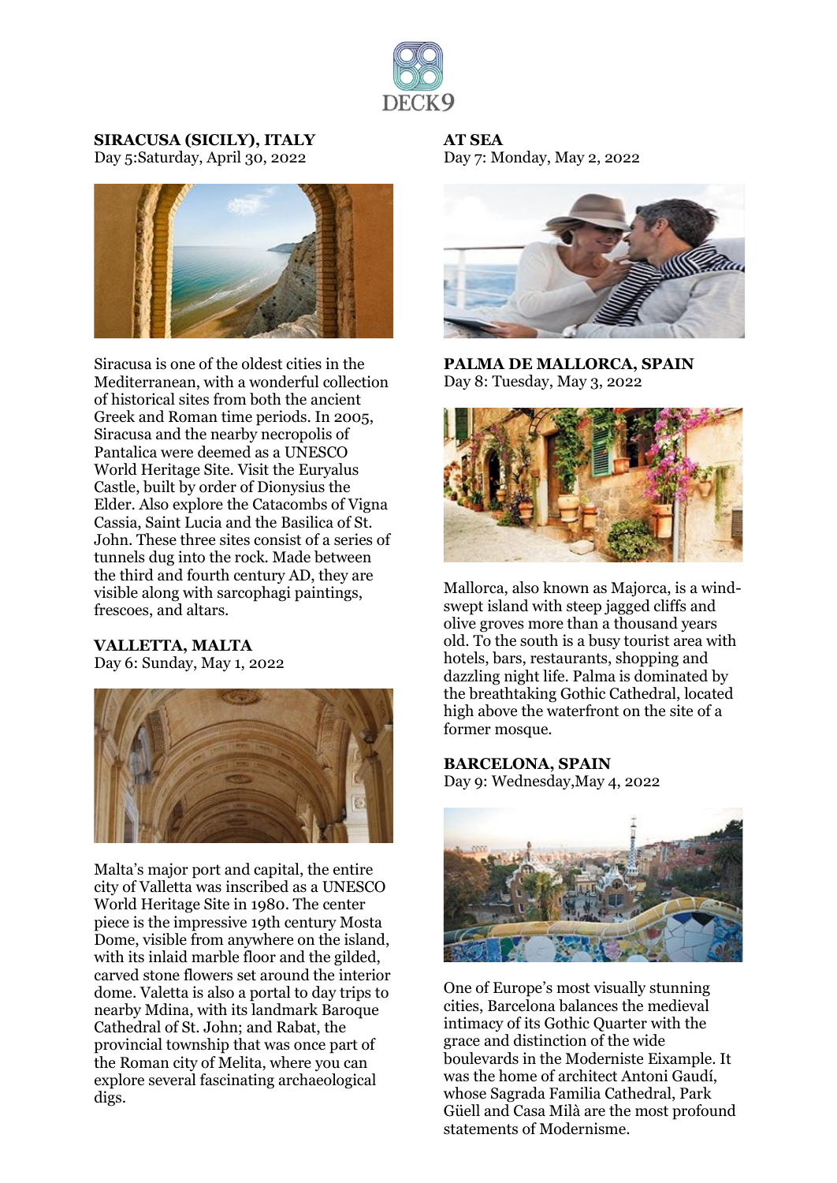**SIRACUSA (SICILY), ITALY**
Day 5:Saturday, April 30, 2022

Siracusa is one of the oldest cities in the Mediterranean, with a wonderful collection of historical sites from both the ancient Greek and Roman time periods. In 2005, Siracusa and the nearby necropolis of Pantalica were deemed as a UNESCO World Heritage Site. Visit the Euryalus Castle, built by order of Dionysius the Elder. Also explore the Catacombs of Vigna Cassia, Saint Lucia and the Basilica of St. John. These three sites consist of a series of tunnels dug into the rock. Made between the third and fourth century AD, they are visible along with sarcophagi paintings, frescoes, and altars.

**VALLETTA, MALTA**
Day 6: Sunday, May 1, 2022

Malta's major port and capital, the entire city of Valletta was inscribed as a UNESCO World Heritage Site in 1980. The center piece is the impressive 19th century Mosta Dome, visible from anywhere on the island, with its inlaid marble floor and the gilded, carved stone flowers set around the interior dome. Valetta is also a portal to day trips to nearby Mdina, with its landmark Baroque Cathedral of St. John; and Rabat, the provincial township that was once part of the Roman city of Melita, where you can explore several fascinating archaeological digs.

**AT SEA**
Day 7: Monday, May 2, 2022

**PALMA DE MALLORCA, SPAIN**
Day 8: Tuesday, May 3, 2022

Mallorca, also known as Majorca, is a wind-swept island with steep jagged cliffs and olive groves more than a thousand years old. To the south is a busy tourist area with hotels, bars, restaurants, shopping and dazzling night life. Palma is dominated by the breathtaking Gothic Cathedral, located high above the waterfront on the site of a former mosque.

**BARCELONA, SPAIN**
Day 9: Wednesday,May 4, 2022

One of Europe's most visually stunning cities, Barcelona balances the medieval intimacy of its Gothic Quarter with the grace and distinction of the wide boulevards in the Moderniste Eixample. It was the home of architect Antoni Gaudí, whose Sagrada Familia Cathedral, Park Güell and Casa Milà are the most profound statements of Modernisme.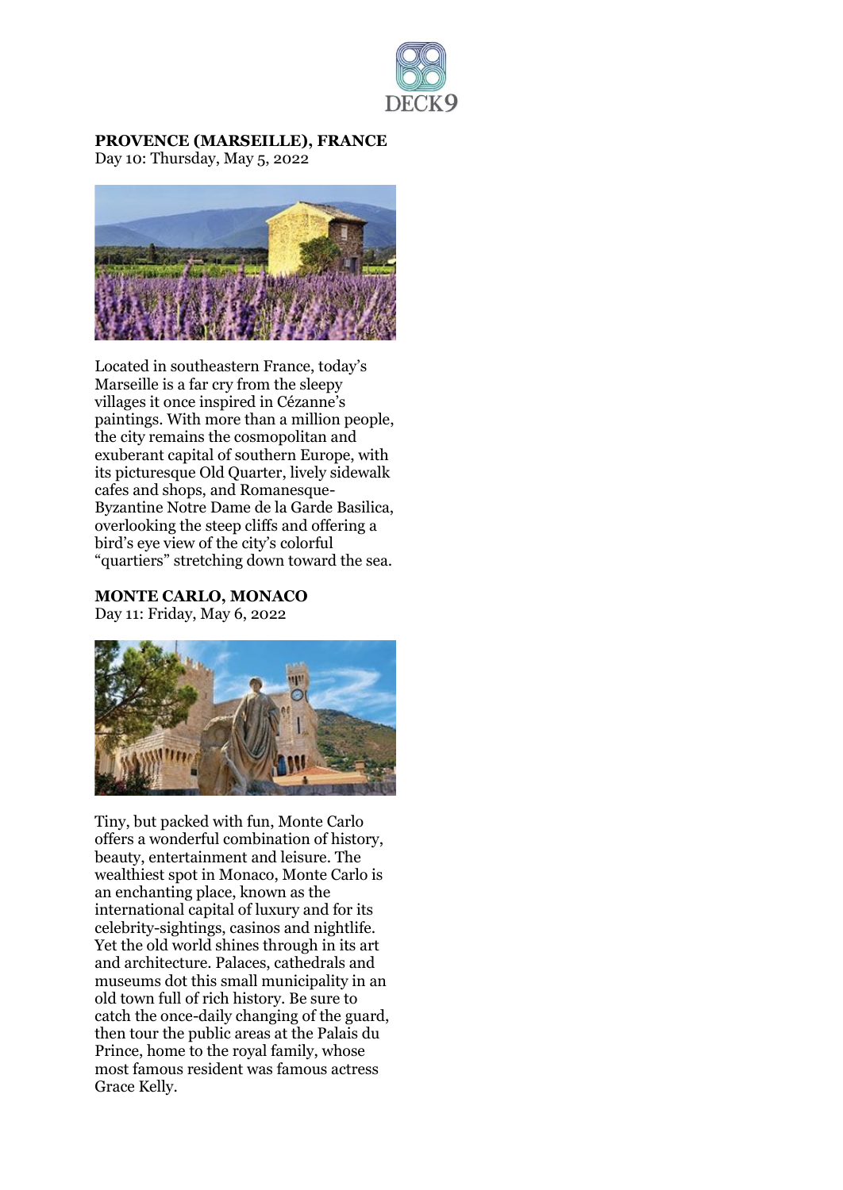**PROVENCE (MARSEILLE), FRANCE**
Day 10: Thursday, May 5, 2022

Located in southeastern France, today's Marseille is a far cry from the sleepy villages it once inspired in Cézanne's paintings. With more than a million people, the city remains the cosmopolitan and exuberant capital of southern Europe, with its picturesque Old Quarter, lively sidewalk cafes and shops, and Romanesque-Byzantine Notre Dame de la Garde Basilica, overlooking the steep cliffs and offering a bird's eye view of the city's colorful "quartiers" stretching down toward the sea.

**MONTE CARLO, MONACO**
Day 11: Friday, May 6, 2022

Tiny, but packed with fun, Monte Carlo offers a wonderful combination of history, beauty, entertainment and leisure. The wealthiest spot in Monaco, Monte Carlo is an enchanting place, known as the international capital of luxury and for its celebrity-sightings, casinos and nightlife. Yet the old world shines through in its art and architecture. Palaces, cathedrals and museums dot this small municipality in an old town full of rich history. Be sure to catch the once-daily changing of the guard, then tour the public areas at the Palais du Prince, home to the royal family, whose most famous resident was famous actress Grace Kelly.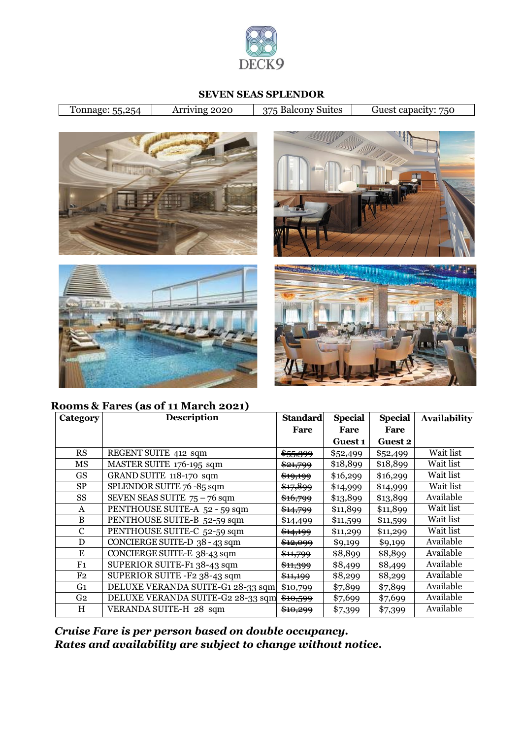DECK9

## SEVEN SEAS SPLENDOR

| Tonnage: 55,254 | Arriving 2020 | 375 Balcony Suites | Guest capacity: 750 |
|---|---|---|---|

### Rooms & Fares (as of 11 March 2021)

| Category | Description | Standard Fare | Special Fare Guest 1 | Special Fare Guest 2 | Availability |
|---|---|---|---|---|---|
| RS | REGENT SUITE 412 sqm | ~~$55,399~~ | $52,499 | $52,499 | Wait list |
| MS | MASTER SUITE 176-195 sqm | ~~$21,799~~ | $18,899 | $18,899 | Wait list |
| GS | GRAND SUITE 118-170 sqm | ~~$19,199~~ | $16,299 | $16,299 | Wait list |
| SP | SPLENDOR SUITE 76 -85 sqm | ~~$17,899~~ | $14,999 | $14,999 | Wait list |
| SS | SEVEN SEAS SUITE 75 – 76 sqm | ~~$16,799~~ | $13,899 | $13,899 | Available |
| A | PENTHOUSE SUITE-A 52 - 59 sqm | ~~$14,799~~ | $11,899 | $11,899 | Wait list |
| B | PENTHOUSE SUITE-B 52-59 sqm | ~~$14,499~~ | $11,599 | $11,599 | Wait list |
| C | PENTHOUSE SUITE-C 52-59 sqm | ~~$14,199~~ | $11,299 | $11,299 | Wait list |
| D | CONCIERGE SUITE-D 38 - 43 sqm | ~~$12,099~~ | $9,199 | $9,199 | Available |
| E | CONCIERGE SUITE-E 38-43 sqm | ~~$11,799~~ | $8,899 | $8,899 | Available |
| F1 | SUPERIOR SUITE-F1 38-43 sqm | ~~$11,399~~ | $8,499 | $8,499 | Available |
| F2 | SUPERIOR SUITE -F2 38-43 sqm | ~~$11,199~~ | $8,299 | $8,299 | Available |
| G1 | DELUXE VERANDA SUITE-G1 28-33 sqm | ~~$10,799~~ | $7,899 | $7,899 | Available |
| G2 | DELUXE VERANDA SUITE-G2 28-33 sqm | ~~$10,599~~ | $7,699 | $7,699 | Available |
| H | VERANDA SUITE-H 28 sqm | ~~$10,299~~ | $7,399 | $7,399 | Available |

***Cruise Fare is per person based on double occupancy.***
***Rates and availability are subject to change without notice.***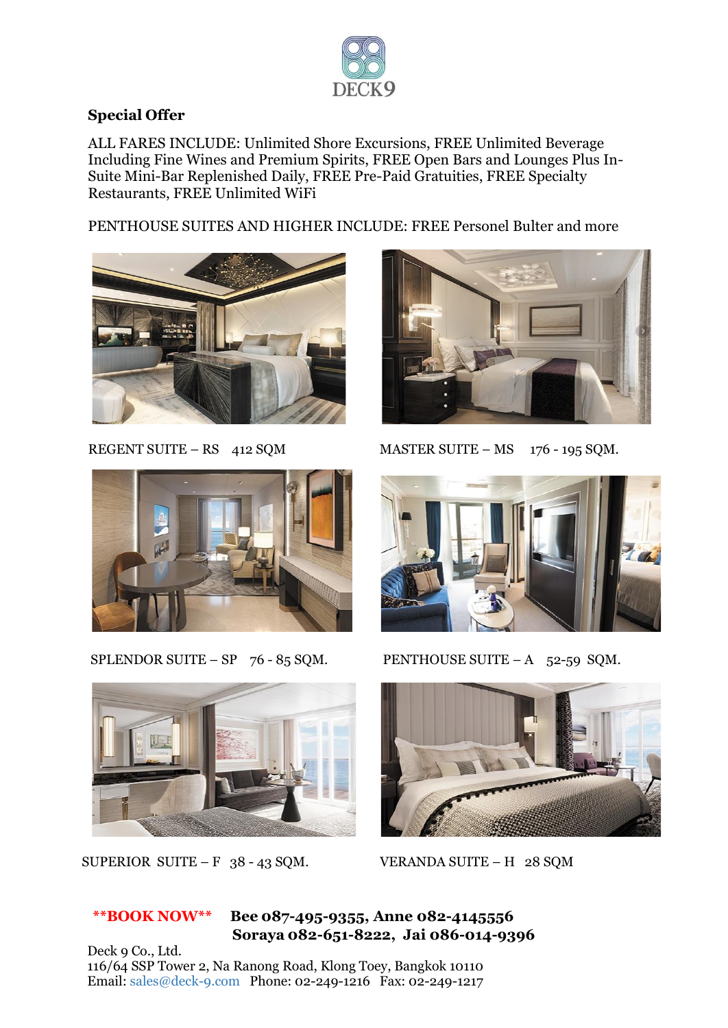DECK9

**Special Offer**

ALL FARES INCLUDE: Unlimited Shore Excursions, FREE Unlimited Beverage Including Fine Wines and Premium Spirits, FREE Open Bars and Lounges Plus In-Suite Mini-Bar Replenished Daily, FREE Pre-Paid Gratuities, FREE Specialty Restaurants, FREE Unlimited WiFi

PENTHOUSE SUITES AND HIGHER INCLUDE: FREE Personel Bulter and more

REGENT SUITE – RS 412 SQM

MASTER SUITE – MS 176 - 195 SQM.

SPLENDOR SUITE – SP 76 - 85 SQM.

PENTHOUSE SUITE – A 52-59 SQM.

SUPERIOR SUITE – F 38 - 43 SQM.

VERANDA SUITE – H 28 SQM

**\*\*BOOK NOW\*\*** **Bee 087-495-9355, Anne 082-4145556**
**Soraya 082-651-8222, Jai 086-014-9396**

Deck 9 Co., Ltd.
116/64 SSP Tower 2, Na Ranong Road, Klong Toey, Bangkok 10110
Email: sales@deck-9.com Phone: 02-249-1216 Fax: 02-249-1217